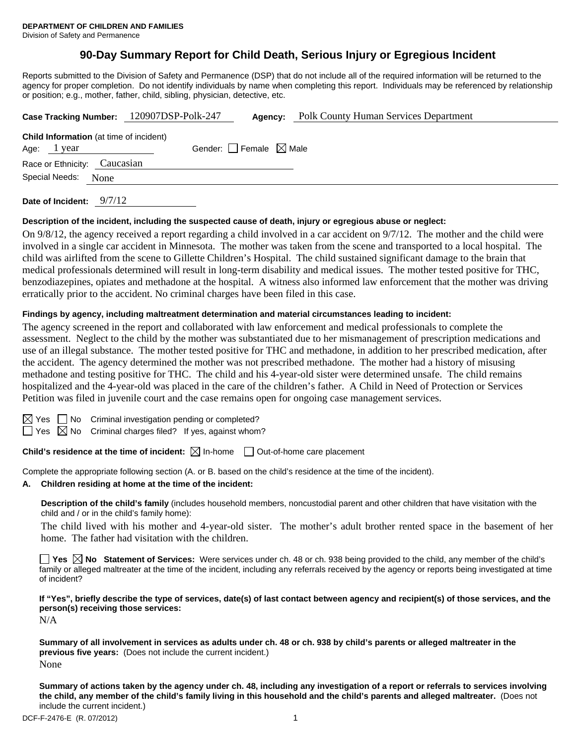**DEPARTMENT OF CHILDREN AND FAMILIES**
Division of Safety and Permanence

# 90-Day Summary Report for Child Death, Serious Injury or Egregious Incident

Reports submitted to the Division of Safety and Permanence (DSP) that do not include all of the required information will be returned to the agency for proper completion. Do not identify individuals by name when completing this report. Individuals may be referenced by relationship or position; e.g., mother, father, child, sibling, physician, detective, etc.

**Case Tracking Number:** 120907DSP-Polk-247 **Agency:** Polk County Human Services Department

**Child Information** (at time of incident)
Age: 1 year Gender: ☐ Female ☒ Male
Race or Ethnicity: Caucasian
Special Needs: None

**Date of Incident:** 9/7/12

**Description of the incident, including the suspected cause of death, injury or egregious abuse or neglect:**

On 9/8/12, the agency received a report regarding a child involved in a car accident on 9/7/12. The mother and the child were involved in a single car accident in Minnesota. The mother was taken from the scene and transported to a local hospital. The child was airlifted from the scene to Gillette Children's Hospital. The child sustained significant damage to the brain that medical professionals determined will result in long-term disability and medical issues. The mother tested positive for THC, benzodiazepines, opiates and methadone at the hospital. A witness also informed law enforcement that the mother was driving erratically prior to the accident. No criminal charges have been filed in this case.

**Findings by agency, including maltreatment determination and material circumstances leading to incident:**

The agency screened in the report and collaborated with law enforcement and medical professionals to complete the assessment. Neglect to the child by the mother was substantiated due to her mismanagement of prescription medications and use of an illegal substance. The mother tested positive for THC and methadone, in addition to her prescribed medication, after the accident. The agency determined the mother was not prescribed methadone. The mother had a history of misusing methadone and testing positive for THC. The child and his 4-year-old sister were determined unsafe. The child remains hospitalized and the 4-year-old was placed in the care of the children's father. A Child in Need of Protection or Services Petition was filed in juvenile court and the case remains open for ongoing case management services.

☒ Yes ☐ No Criminal investigation pending or completed?
☐ Yes ☒ No Criminal charges filed? If yes, against whom?

**Child's residence at the time of incident:** ☒ In-home ☐ Out-of-home care placement

Complete the appropriate following section (A. or B. based on the child's residence at the time of the incident).

**A. Children residing at home at the time of the incident:**

**Description of the child's family** (includes household members, noncustodial parent and other children that have visitation with the child and / or in the child's family home):

The child lived with his mother and 4-year-old sister. The mother's adult brother rented space in the basement of her home. The father had visitation with the children.

☐ **Yes** ☒ **No Statement of Services:** Were services under ch. 48 or ch. 938 being provided to the child, any member of the child's family or alleged maltreater at the time of the incident, including any referrals received by the agency or reports being investigated at time of incident?

**If "Yes", briefly describe the type of services, date(s) of last contact between agency and recipient(s) of those services, and the person(s) receiving those services:**

N/A

**Summary of all involvement in services as adults under ch. 48 or ch. 938 by child's parents or alleged maltreater in the previous five years:** (Does not include the current incident.)

None

**Summary of actions taken by the agency under ch. 48, including any investigation of a report or referrals to services involving the child, any member of the child's family living in this household and the child's parents and alleged maltreater.** (Does not include the current incident.)

DCF-F-2476-E (R. 07/2012)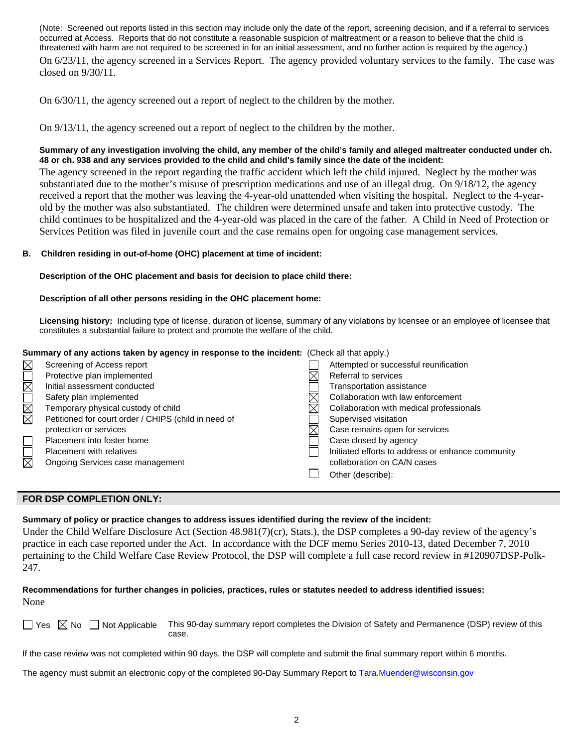(Note: Screened out reports listed in this section may include only the date of the report, screening decision, and if a referral to services occurred at Access. Reports that do not constitute a reasonable suspicion of maltreatment or a reason to believe that the child is threatened with harm are not required to be screened in for an initial assessment, and no further action is required by the agency.)

On 6/23/11, the agency screened in a Services Report. The agency provided voluntary services to the family. The case was closed on 9/30/11.

On 6/30/11, the agency screened out a report of neglect to the children by the mother.

On 9/13/11, the agency screened out a report of neglect to the children by the mother.

**Summary of any investigation involving the child, any member of the child's family and alleged maltreater conducted under ch. 48 or ch. 938 and any services provided to the child and child's family since the date of the incident:**

The agency screened in the report regarding the traffic accident which left the child injured. Neglect by the mother was substantiated due to the mother's misuse of prescription medications and use of an illegal drug. On 9/18/12, the agency received a report that the mother was leaving the 4-year-old unattended when visiting the hospital. Neglect to the 4-year-old by the mother was also substantiated. The children were determined unsafe and taken into protective custody. The child continues to be hospitalized and the 4-year-old was placed in the care of the father. A Child in Need of Protection or Services Petition was filed in juvenile court and the case remains open for ongoing case management services.

**B. Children residing in out-of-home (OHC) placement at time of incident:**

**Description of the OHC placement and basis for decision to place child there:**

**Description of all other persons residing in the OHC placement home:**

**Licensing history:** Including type of license, duration of license, summary of any violations by licensee or an employee of licensee that constitutes a substantial failure to protect and promote the welfare of the child.

**Summary of any actions taken by agency in response to the incident:** (Check all that apply.)

- ☒ Screening of Access report
- ☐ Protective plan implemented
- ☒ Initial assessment conducted
- ☐ Safety plan implemented
- ☒ Temporary physical custody of child
- ☒ Petitioned for court order / CHIPS (child in need of protection or services
- ☐ Placement into foster home
- ☐ Placement with relatives
- ☒ Ongoing Services case management
- ☐ Attempted or successful reunification
- ☒ Referral to services
- ☐ Transportation assistance
- ☒ Collaboration with law enforcement
- ☒ Collaboration with medical professionals
- ☐ Supervised visitation
- ☒ Case remains open for services
- ☐ Case closed by agency
- ☐ Initiated efforts to address or enhance community collaboration on CA/N cases
- ☐ Other (describe):

## FOR DSP COMPLETION ONLY:

**Summary of policy or practice changes to address issues identified during the review of the incident:**

Under the Child Welfare Disclosure Act (Section 48.981(7)(cr), Stats.), the DSP completes a 90-day review of the agency's practice in each case reported under the Act. In accordance with the DCF memo Series 2010-13, dated December 7, 2010 pertaining to the Child Welfare Case Review Protocol, the DSP will complete a full case record review in #120907DSP-Polk-247.

**Recommendations for further changes in policies, practices, rules or statutes needed to address identified issues:**

None

☐ Yes ☒ No ☐ Not Applicable This 90-day summary report completes the Division of Safety and Permanence (DSP) review of this case.

If the case review was not completed within 90 days, the DSP will complete and submit the final summary report within 6 months.

The agency must submit an electronic copy of the completed 90-Day Summary Report to Tara.Muender@wisconsin.gov